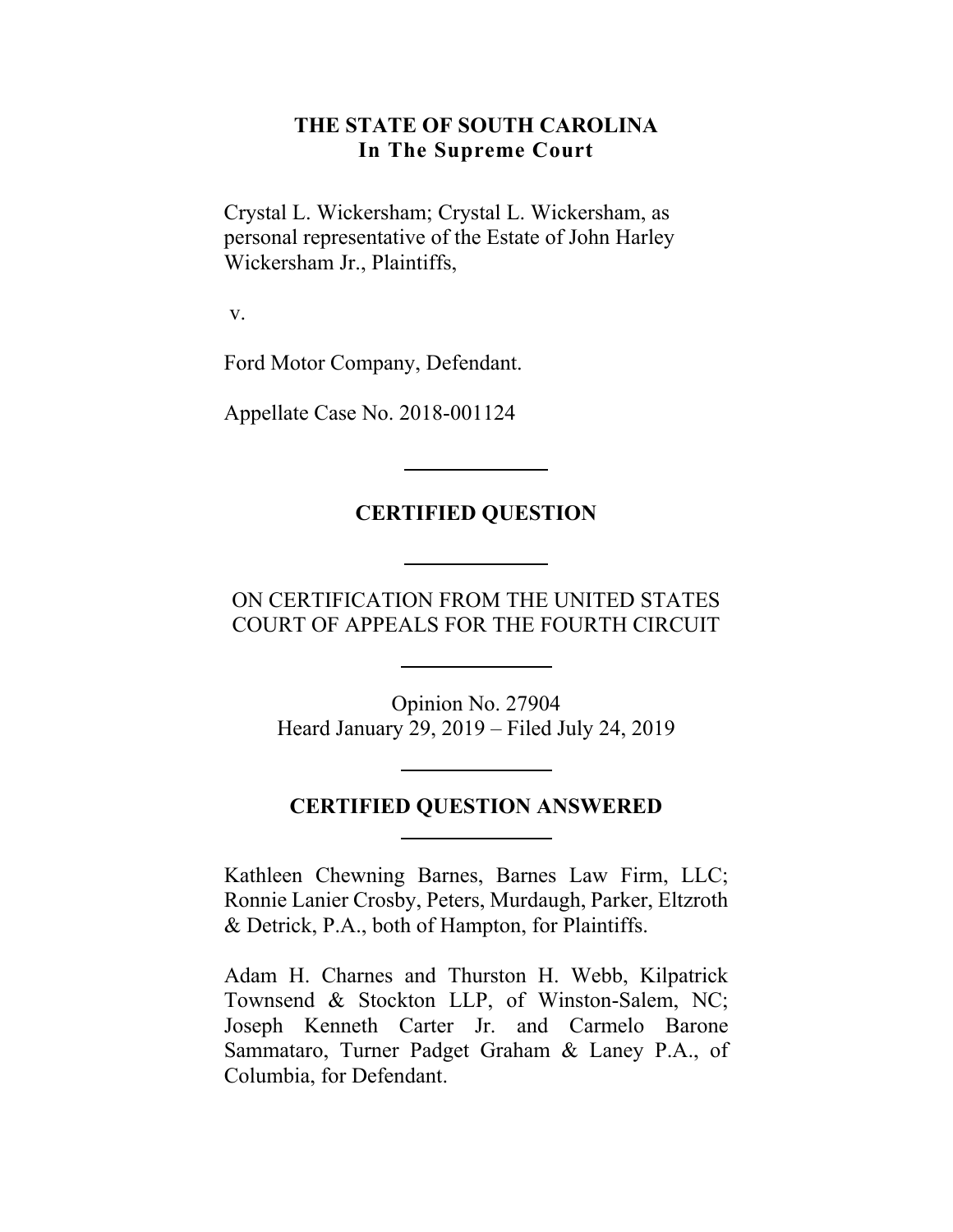# THE STATE OF SOUTH CAROLINA
## In The Supreme Court

Crystal L. Wickersham; Crystal L. Wickersham, as personal representative of the Estate of John Harley Wickersham Jr., Plaintiffs,

v.

Ford Motor Company, Defendant.

Appellate Case No. 2018-001124

---

## CERTIFIED QUESTION

---

ON CERTIFICATION FROM THE UNITED STATES COURT OF APPEALS FOR THE FOURTH CIRCUIT

---

Opinion No. 27904
Heard January 29, 2019 – Filed July 24, 2019

---

## CERTIFIED QUESTION ANSWERED

---

Kathleen Chewning Barnes, Barnes Law Firm, LLC; Ronnie Lanier Crosby, Peters, Murdaugh, Parker, Eltzroth & Detrick, P.A., both of Hampton, for Plaintiffs.

Adam H. Charnes and Thurston H. Webb, Kilpatrick Townsend & Stockton LLP, of Winston-Salem, NC; Joseph Kenneth Carter Jr. and Carmelo Barone Sammataro, Turner Padget Graham & Laney P.A., of Columbia, for Defendant.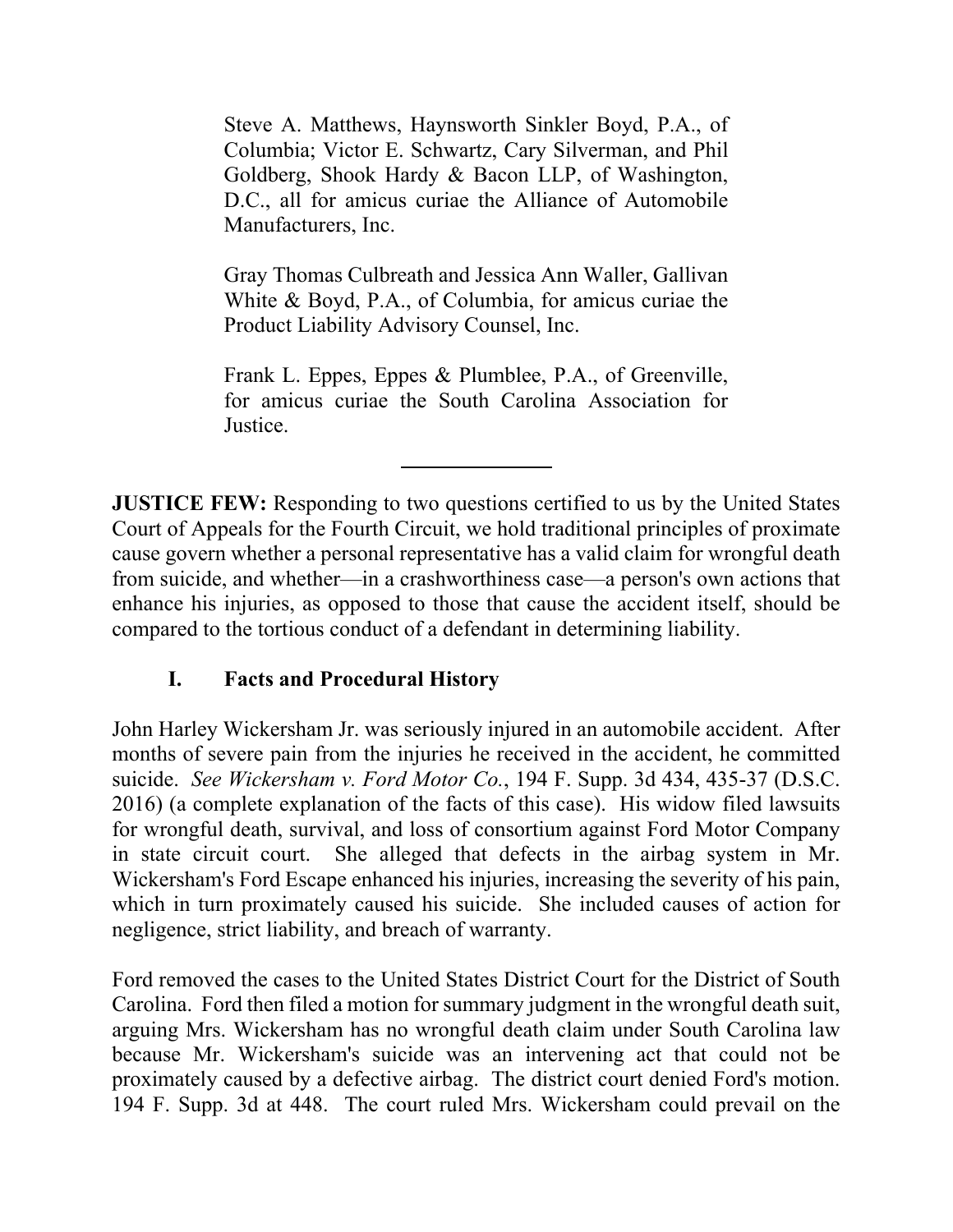Steve A. Matthews, Haynsworth Sinkler Boyd, P.A., of Columbia; Victor E. Schwartz, Cary Silverman, and Phil Goldberg, Shook Hardy & Bacon LLP, of Washington, D.C., all for amicus curiae the Alliance of Automobile Manufacturers, Inc.

Gray Thomas Culbreath and Jessica Ann Waller, Gallivan White & Boyd, P.A., of Columbia, for amicus curiae the Product Liability Advisory Counsel, Inc.

Frank L. Eppes, Eppes & Plumblee, P.A., of Greenville, for amicus curiae the South Carolina Association for Justice.

---

**JUSTICE FEW:** Responding to two questions certified to us by the United States Court of Appeals for the Fourth Circuit, we hold traditional principles of proximate cause govern whether a personal representative has a valid claim for wrongful death from suicide, and whether—in a crashworthiness case—a person's own actions that enhance his injuries, as opposed to those that cause the accident itself, should be compared to the tortious conduct of a defendant in determining liability.

## I. Facts and Procedural History

John Harley Wickersham Jr. was seriously injured in an automobile accident. After months of severe pain from the injuries he received in the accident, he committed suicide. *See Wickersham v. Ford Motor Co.*, 194 F. Supp. 3d 434, 435-37 (D.S.C. 2016) (a complete explanation of the facts of this case). His widow filed lawsuits for wrongful death, survival, and loss of consortium against Ford Motor Company in state circuit court. She alleged that defects in the airbag system in Mr. Wickersham's Ford Escape enhanced his injuries, increasing the severity of his pain, which in turn proximately caused his suicide. She included causes of action for negligence, strict liability, and breach of warranty.

Ford removed the cases to the United States District Court for the District of South Carolina. Ford then filed a motion for summary judgment in the wrongful death suit, arguing Mrs. Wickersham has no wrongful death claim under South Carolina law because Mr. Wickersham's suicide was an intervening act that could not be proximately caused by a defective airbag. The district court denied Ford's motion. 194 F. Supp. 3d at 448. The court ruled Mrs. Wickersham could prevail on the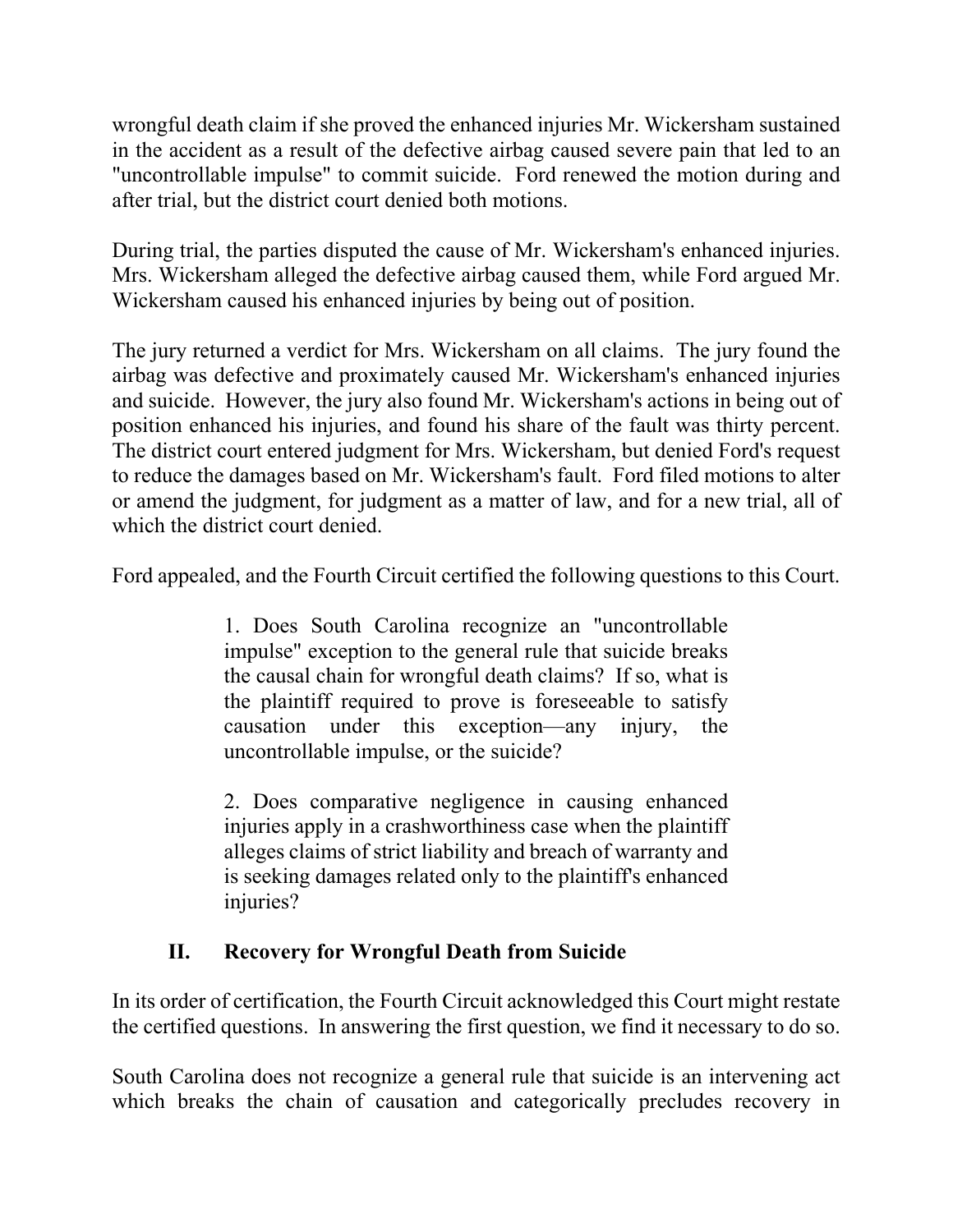wrongful death claim if she proved the enhanced injuries Mr. Wickersham sustained in the accident as a result of the defective airbag caused severe pain that led to an "uncontrollable impulse" to commit suicide. Ford renewed the motion during and after trial, but the district court denied both motions.

During trial, the parties disputed the cause of Mr. Wickersham's enhanced injuries. Mrs. Wickersham alleged the defective airbag caused them, while Ford argued Mr. Wickersham caused his enhanced injuries by being out of position.

The jury returned a verdict for Mrs. Wickersham on all claims. The jury found the airbag was defective and proximately caused Mr. Wickersham's enhanced injuries and suicide. However, the jury also found Mr. Wickersham's actions in being out of position enhanced his injuries, and found his share of the fault was thirty percent. The district court entered judgment for Mrs. Wickersham, but denied Ford's request to reduce the damages based on Mr. Wickersham's fault. Ford filed motions to alter or amend the judgment, for judgment as a matter of law, and for a new trial, all of which the district court denied.

Ford appealed, and the Fourth Circuit certified the following questions to this Court.

> 1. Does South Carolina recognize an "uncontrollable impulse" exception to the general rule that suicide breaks the causal chain for wrongful death claims? If so, what is the plaintiff required to prove is foreseeable to satisfy causation under this exception—any injury, the uncontrollable impulse, or the suicide?
>
> 2. Does comparative negligence in causing enhanced injuries apply in a crashworthiness case when the plaintiff alleges claims of strict liability and breach of warranty and is seeking damages related only to the plaintiff's enhanced injuries?

## II. Recovery for Wrongful Death from Suicide

In its order of certification, the Fourth Circuit acknowledged this Court might restate the certified questions. In answering the first question, we find it necessary to do so.

South Carolina does not recognize a general rule that suicide is an intervening act which breaks the chain of causation and categorically precludes recovery in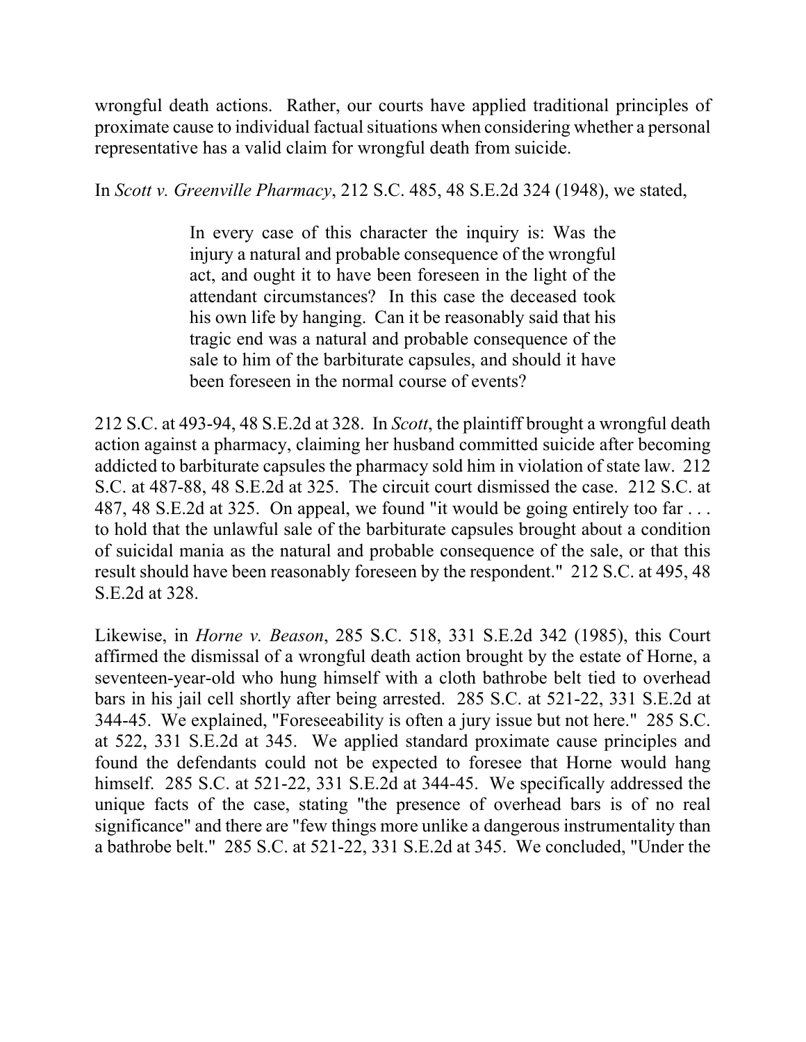wrongful death actions. Rather, our courts have applied traditional principles of proximate cause to individual factual situations when considering whether a personal representative has a valid claim for wrongful death from suicide.

In *Scott v. Greenville Pharmacy*, 212 S.C. 485, 48 S.E.2d 324 (1948), we stated,

> In every case of this character the inquiry is: Was the injury a natural and probable consequence of the wrongful act, and ought it to have been foreseen in the light of the attendant circumstances? In this case the deceased took his own life by hanging. Can it be reasonably said that his tragic end was a natural and probable consequence of the sale to him of the barbiturate capsules, and should it have been foreseen in the normal course of events?

212 S.C. at 493-94, 48 S.E.2d at 328. In *Scott*, the plaintiff brought a wrongful death action against a pharmacy, claiming her husband committed suicide after becoming addicted to barbiturate capsules the pharmacy sold him in violation of state law. 212 S.C. at 487-88, 48 S.E.2d at 325. The circuit court dismissed the case. 212 S.C. at 487, 48 S.E.2d at 325. On appeal, we found "it would be going entirely too far . . . to hold that the unlawful sale of the barbiturate capsules brought about a condition of suicidal mania as the natural and probable consequence of the sale, or that this result should have been reasonably foreseen by the respondent." 212 S.C. at 495, 48 S.E.2d at 328.

Likewise, in *Horne v. Beason*, 285 S.C. 518, 331 S.E.2d 342 (1985), this Court affirmed the dismissal of a wrongful death action brought by the estate of Horne, a seventeen-year-old who hung himself with a cloth bathrobe belt tied to overhead bars in his jail cell shortly after being arrested. 285 S.C. at 521-22, 331 S.E.2d at 344-45. We explained, "Foreseeability is often a jury issue but not here." 285 S.C. at 522, 331 S.E.2d at 345. We applied standard proximate cause principles and found the defendants could not be expected to foresee that Horne would hang himself. 285 S.C. at 521-22, 331 S.E.2d at 344-45. We specifically addressed the unique facts of the case, stating "the presence of overhead bars is of no real significance" and there are "few things more unlike a dangerous instrumentality than a bathrobe belt." 285 S.C. at 521-22, 331 S.E.2d at 345. We concluded, "Under the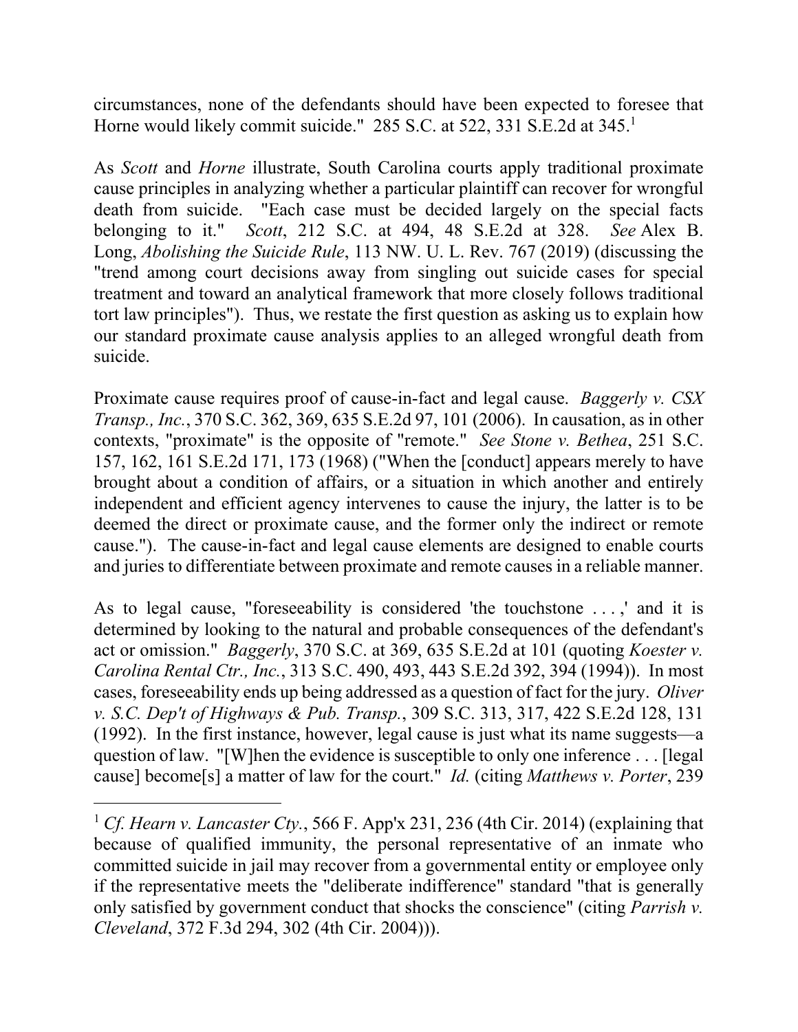circumstances, none of the defendants should have been expected to foresee that Horne would likely commit suicide." 285 S.C. at 522, 331 S.E.2d at 345.[1]

As *Scott* and *Horne* illustrate, South Carolina courts apply traditional proximate cause principles in analyzing whether a particular plaintiff can recover for wrongful death from suicide. "Each case must be decided largely on the special facts belonging to it." *Scott*, 212 S.C. at 494, 48 S.E.2d at 328. *See* Alex B. Long, *Abolishing the Suicide Rule*, 113 NW. U. L. Rev. 767 (2019) (discussing the "trend among court decisions away from singling out suicide cases for special treatment and toward an analytical framework that more closely follows traditional tort law principles"). Thus, we restate the first question as asking us to explain how our standard proximate cause analysis applies to an alleged wrongful death from suicide.

Proximate cause requires proof of cause-in-fact and legal cause. *Baggerly v. CSX Transp., Inc.*, 370 S.C. 362, 369, 635 S.E.2d 97, 101 (2006). In causation, as in other contexts, "proximate" is the opposite of "remote." *See Stone v. Bethea*, 251 S.C. 157, 162, 161 S.E.2d 171, 173 (1968) ("When the [conduct] appears merely to have brought about a condition of affairs, or a situation in which another and entirely independent and efficient agency intervenes to cause the injury, the latter is to be deemed the direct or proximate cause, and the former only the indirect or remote cause."). The cause-in-fact and legal cause elements are designed to enable courts and juries to differentiate between proximate and remote causes in a reliable manner.

As to legal cause, "foreseeability is considered 'the touchstone . . . ,' and it is determined by looking to the natural and probable consequences of the defendant's act or omission." *Baggerly*, 370 S.C. at 369, 635 S.E.2d at 101 (quoting *Koester v. Carolina Rental Ctr., Inc.*, 313 S.C. 490, 493, 443 S.E.2d 392, 394 (1994)). In most cases, foreseeability ends up being addressed as a question of fact for the jury. *Oliver v. S.C. Dep't of Highways & Pub. Transp.*, 309 S.C. 313, 317, 422 S.E.2d 128, 131 (1992). In the first instance, however, legal cause is just what its name suggests—a question of law. "[W]hen the evidence is susceptible to only one inference . . . [legal cause] become[s] a matter of law for the court." *Id.* (citing *Matthews v. Porter*, 239

---

[1] *Cf. Hearn v. Lancaster Cty.*, 566 F. App'x 231, 236 (4th Cir. 2014) (explaining that because of qualified immunity, the personal representative of an inmate who committed suicide in jail may recover from a governmental entity or employee only if the representative meets the "deliberate indifference" standard "that is generally only satisfied by government conduct that shocks the conscience" (citing *Parrish v. Cleveland*, 372 F.3d 294, 302 (4th Cir. 2004))).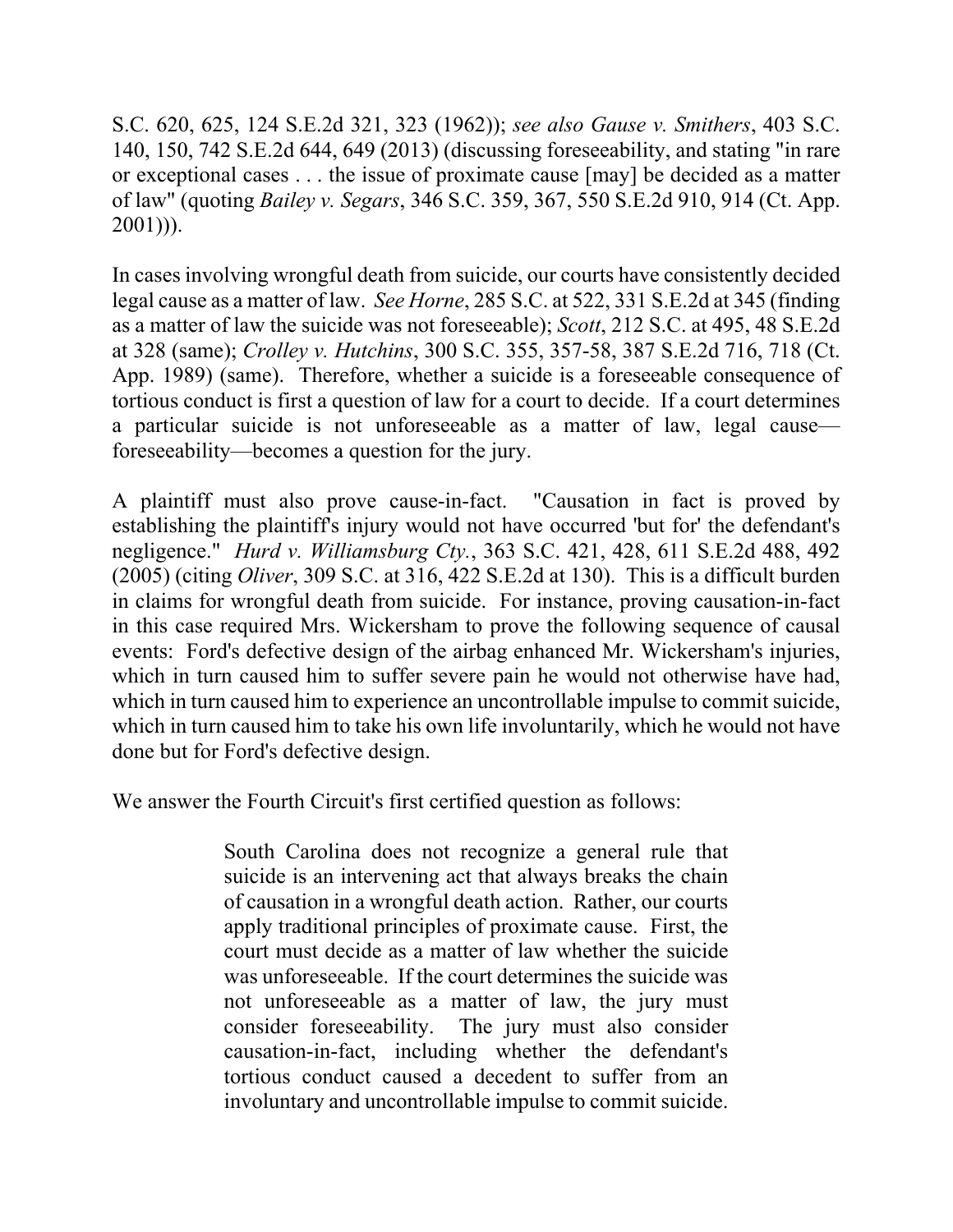S.C. 620, 625, 124 S.E.2d 321, 323 (1962)); *see also Gause v. Smithers*, 403 S.C. 140, 150, 742 S.E.2d 644, 649 (2013) (discussing foreseeability, and stating "in rare or exceptional cases . . . the issue of proximate cause [may] be decided as a matter of law" (quoting *Bailey v. Segars*, 346 S.C. 359, 367, 550 S.E.2d 910, 914 (Ct. App. 2001))).

In cases involving wrongful death from suicide, our courts have consistently decided legal cause as a matter of law. *See Horne*, 285 S.C. at 522, 331 S.E.2d at 345 (finding as a matter of law the suicide was not foreseeable); *Scott*, 212 S.C. at 495, 48 S.E.2d at 328 (same); *Crolley v. Hutchins*, 300 S.C. 355, 357-58, 387 S.E.2d 716, 718 (Ct. App. 1989) (same). Therefore, whether a suicide is a foreseeable consequence of tortious conduct is first a question of law for a court to decide. If a court determines a particular suicide is not unforeseeable as a matter of law, legal cause—foreseeability—becomes a question for the jury.

A plaintiff must also prove cause-in-fact. "Causation in fact is proved by establishing the plaintiff's injury would not have occurred 'but for' the defendant's negligence." *Hurd v. Williamsburg Cty.*, 363 S.C. 421, 428, 611 S.E.2d 488, 492 (2005) (citing *Oliver*, 309 S.C. at 316, 422 S.E.2d at 130). This is a difficult burden in claims for wrongful death from suicide. For instance, proving causation-in-fact in this case required Mrs. Wickersham to prove the following sequence of causal events: Ford's defective design of the airbag enhanced Mr. Wickersham's injuries, which in turn caused him to suffer severe pain he would not otherwise have had, which in turn caused him to experience an uncontrollable impulse to commit suicide, which in turn caused him to take his own life involuntarily, which he would not have done but for Ford's defective design.

We answer the Fourth Circuit's first certified question as follows:

> South Carolina does not recognize a general rule that suicide is an intervening act that always breaks the chain of causation in a wrongful death action. Rather, our courts apply traditional principles of proximate cause. First, the court must decide as a matter of law whether the suicide was unforeseeable. If the court determines the suicide was not unforeseeable as a matter of law, the jury must consider foreseeability. The jury must also consider causation-in-fact, including whether the defendant's tortious conduct caused a decedent to suffer from an involuntary and uncontrollable impulse to commit suicide.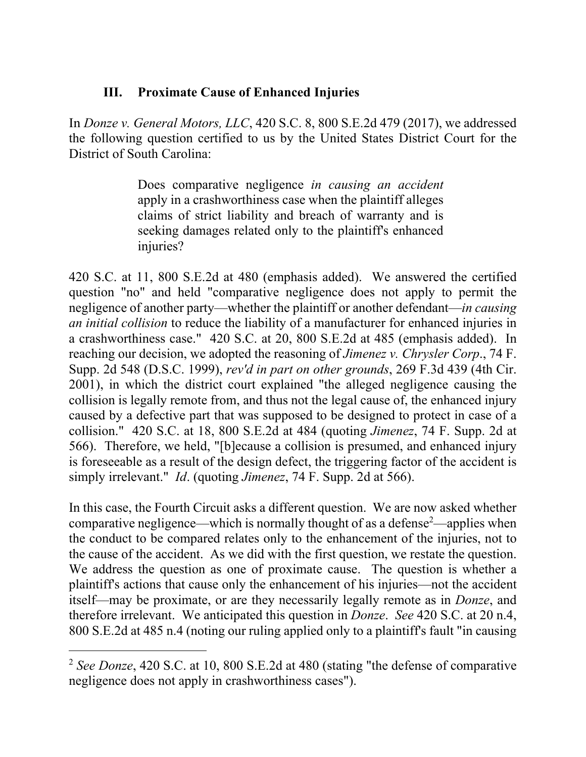### III. Proximate Cause of Enhanced Injuries

In *Donze v. General Motors, LLC*, 420 S.C. 8, 800 S.E.2d 479 (2017), we addressed the following question certified to us by the United States District Court for the District of South Carolina:

> Does comparative negligence *in causing an accident* apply in a crashworthiness case when the plaintiff alleges claims of strict liability and breach of warranty and is seeking damages related only to the plaintiff's enhanced injuries?

420 S.C. at 11, 800 S.E.2d at 480 (emphasis added). We answered the certified question "no" and held "comparative negligence does not apply to permit the negligence of another party—whether the plaintiff or another defendant—*in causing an initial collision* to reduce the liability of a manufacturer for enhanced injuries in a crashworthiness case." 420 S.C. at 20, 800 S.E.2d at 485 (emphasis added). In reaching our decision, we adopted the reasoning of *Jimenez v. Chrysler Corp*., 74 F. Supp. 2d 548 (D.S.C. 1999), *rev'd in part on other grounds*, 269 F.3d 439 (4th Cir. 2001), in which the district court explained "the alleged negligence causing the collision is legally remote from, and thus not the legal cause of, the enhanced injury caused by a defective part that was supposed to be designed to protect in case of a collision." 420 S.C. at 18, 800 S.E.2d at 484 (quoting *Jimenez*, 74 F. Supp. 2d at 566). Therefore, we held, "[b]ecause a collision is presumed, and enhanced injury is foreseeable as a result of the design defect, the triggering factor of the accident is simply irrelevant." *Id*. (quoting *Jimenez*, 74 F. Supp. 2d at 566).

In this case, the Fourth Circuit asks a different question. We are now asked whether comparative negligence—which is normally thought of as a defense[2]—applies when the conduct to be compared relates only to the enhancement of the injuries, not to the cause of the accident. As we did with the first question, we restate the question. We address the question as one of proximate cause. The question is whether a plaintiff's actions that cause only the enhancement of his injuries—not the accident itself—may be proximate, or are they necessarily legally remote as in *Donze*, and therefore irrelevant. We anticipated this question in *Donze*. *See* 420 S.C. at 20 n.4, 800 S.E.2d at 485 n.4 (noting our ruling applied only to a plaintiff's fault "in causing

---

[2] *See Donze*, 420 S.C. at 10, 800 S.E.2d at 480 (stating "the defense of comparative negligence does not apply in crashworthiness cases").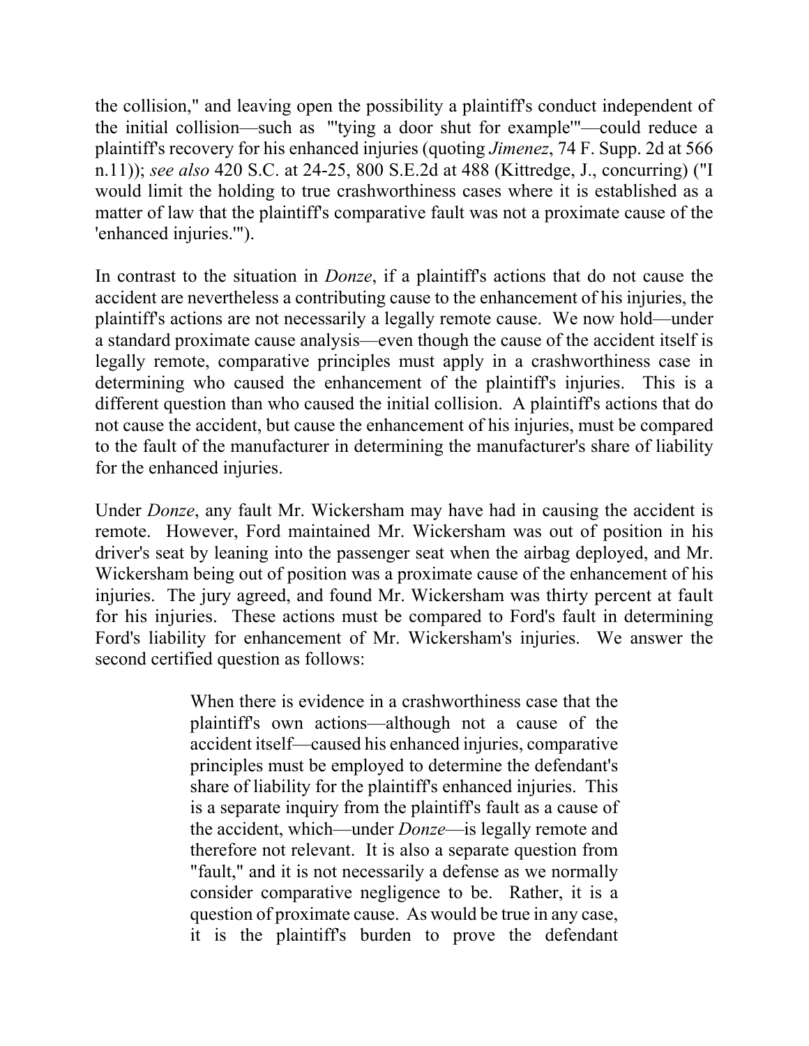the collision," and leaving open the possibility a plaintiff's conduct independent of the initial collision—such as "'tying a door shut for example'"—could reduce a plaintiff's recovery for his enhanced injuries (quoting *Jimenez*, 74 F. Supp. 2d at 566 n.11)); *see also* 420 S.C. at 24-25, 800 S.E.2d at 488 (Kittredge, J., concurring) ("I would limit the holding to true crashworthiness cases where it is established as a matter of law that the plaintiff's comparative fault was not a proximate cause of the 'enhanced injuries.'").

In contrast to the situation in *Donze*, if a plaintiff's actions that do not cause the accident are nevertheless a contributing cause to the enhancement of his injuries, the plaintiff's actions are not necessarily a legally remote cause. We now hold—under a standard proximate cause analysis—even though the cause of the accident itself is legally remote, comparative principles must apply in a crashworthiness case in determining who caused the enhancement of the plaintiff's injuries. This is a different question than who caused the initial collision. A plaintiff's actions that do not cause the accident, but cause the enhancement of his injuries, must be compared to the fault of the manufacturer in determining the manufacturer's share of liability for the enhanced injuries.

Under *Donze*, any fault Mr. Wickersham may have had in causing the accident is remote. However, Ford maintained Mr. Wickersham was out of position in his driver's seat by leaning into the passenger seat when the airbag deployed, and Mr. Wickersham being out of position was a proximate cause of the enhancement of his injuries. The jury agreed, and found Mr. Wickersham was thirty percent at fault for his injuries. These actions must be compared to Ford's fault in determining Ford's liability for enhancement of Mr. Wickersham's injuries. We answer the second certified question as follows:

> When there is evidence in a crashworthiness case that the plaintiff's own actions—although not a cause of the accident itself—caused his enhanced injuries, comparative principles must be employed to determine the defendant's share of liability for the plaintiff's enhanced injuries. This is a separate inquiry from the plaintiff's fault as a cause of the accident, which—under *Donze*—is legally remote and therefore not relevant. It is also a separate question from "fault," and it is not necessarily a defense as we normally consider comparative negligence to be. Rather, it is a question of proximate cause. As would be true in any case, it is the plaintiff's burden to prove the defendant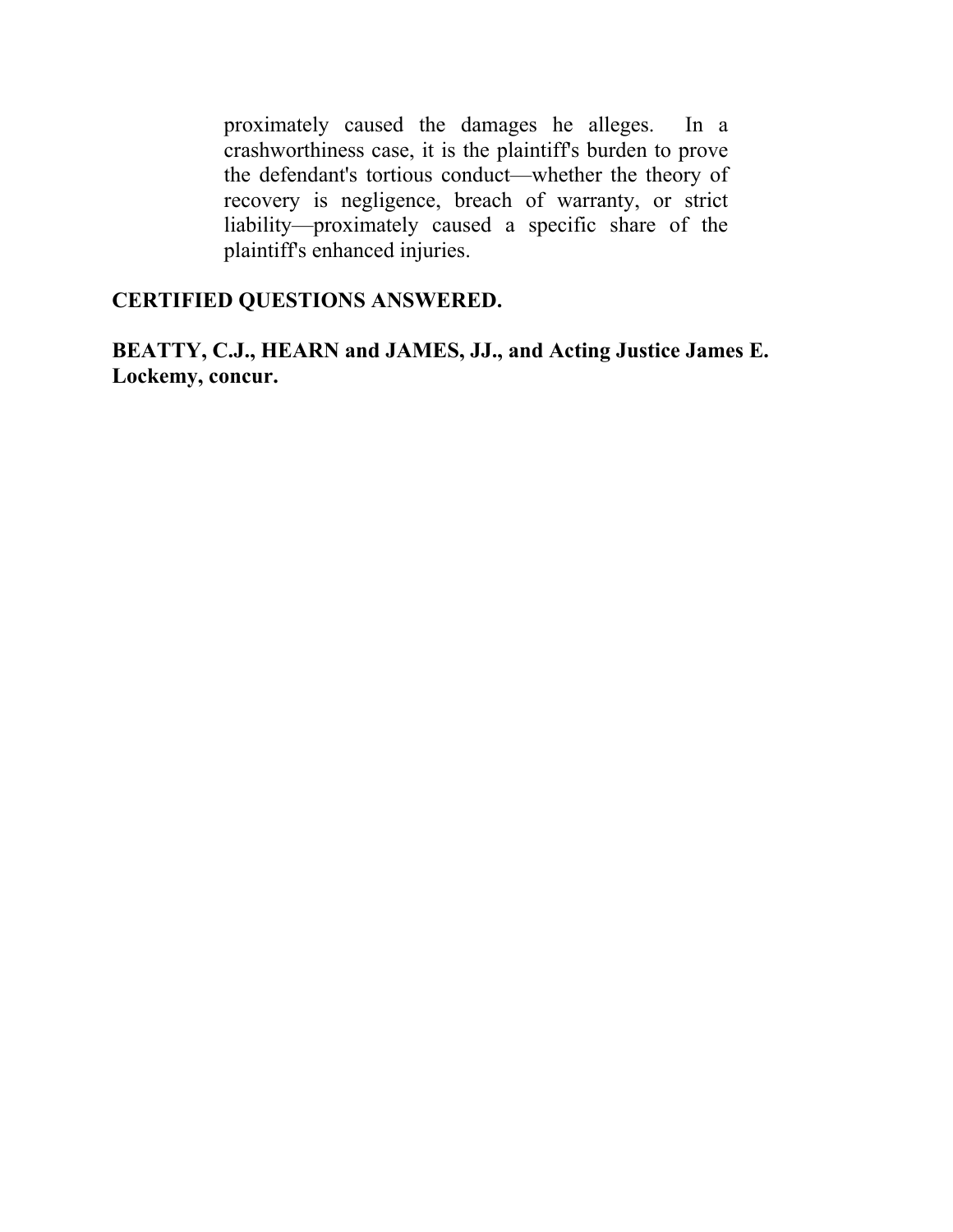> proximately caused the damages he alleges. In a crashworthiness case, it is the plaintiff's burden to prove the defendant's tortious conduct—whether the theory of recovery is negligence, breach of warranty, or strict liability—proximately caused a specific share of the plaintiff's enhanced injuries.

**CERTIFIED QUESTIONS ANSWERED.**

**BEATTY, C.J., HEARN and JAMES, JJ., and Acting Justice James E. Lockemy, concur.**